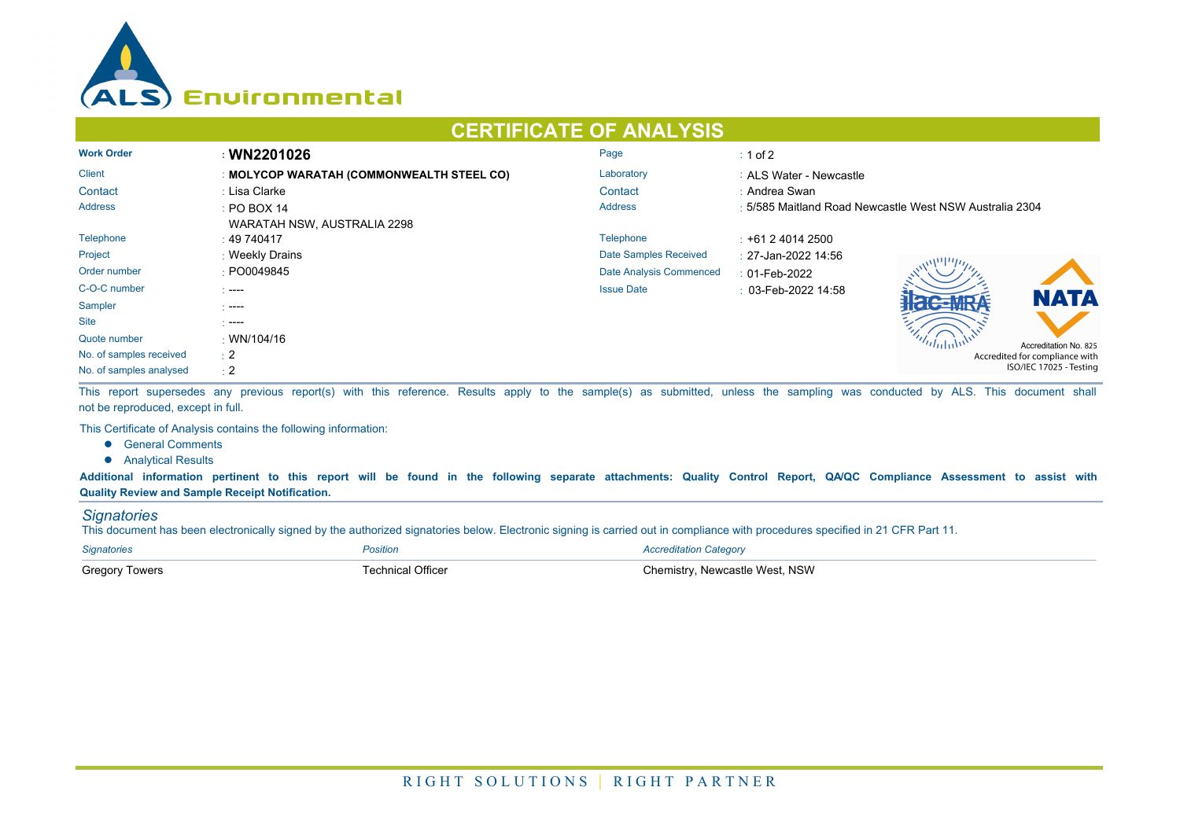# CERTIFICATE OF ANALYSIS

| | | | |
|---|---|---|---|
| **Work Order** | : **WN2201026** | Page | : 1 of 2 |
| Client | : **MOLYCOP WARATAH (COMMONWEALTH STEEL CO)** | Laboratory | : ALS Water - Newcastle |
| Contact | : Lisa Clarke | Contact | : Andrea Swan |
| Address | : PO BOX 14<br>WARATAH NSW, AUSTRALIA 2298 | Address | : 5/585 Maitland Road Newcastle West NSW Australia 2304 |
| Telephone | : 49 740417 | Telephone | : +61 2 4014 2500 |
| Project | : Weekly Drains | Date Samples Received | : 27-Jan-2022 14:56 |
| Order number | : PO0049845 | Date Analysis Commenced | : 01-Feb-2022 |
| C-O-C number | : ---- | Issue Date | : 03-Feb-2022 14:58 |
| Sampler | : ---- | | |
| Site | : ---- | | |
| Quote number | : WN/104/16 | | |
| No. of samples received | : 2 | | |
| No. of samples analysed | : 2 | | |

Accreditation No. 825
Accredited for compliance with ISO/IEC 17025 - Testing

This report supersedes any previous report(s) with this reference. Results apply to the sample(s) as submitted, unless the sampling was conducted by ALS. This document shall not be reproduced, except in full.

This Certificate of Analysis contains the following information:

- General Comments
- Analytical Results

**Additional information pertinent to this report will be found in the following separate attachments: Quality Control Report, QA/QC Compliance Assessment to assist with Quality Review and Sample Receipt Notification.**

## *Signatories*

This document has been electronically signed by the authorized signatories below. Electronic signing is carried out in compliance with procedures specified in 21 CFR Part 11.

| *Signatories* | *Position* | *Accreditation Category* |
|---|---|---|
| Gregory Towers | Technical Officer | Chemistry, Newcastle West, NSW |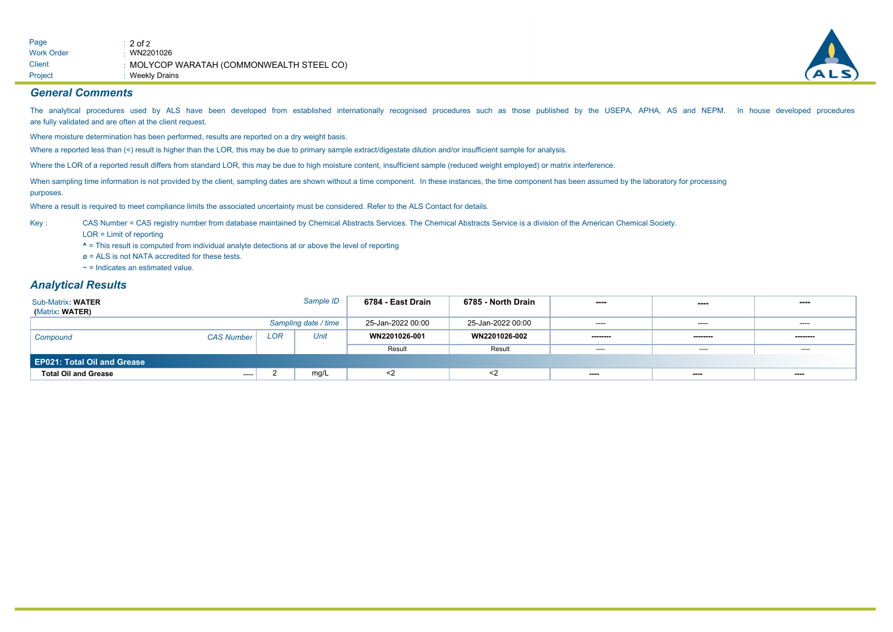## General Comments

The analytical procedures used by ALS have been developed from established internationally recognised procedures such as those published by the USEPA, APHA, AS and NEPM. In house developed procedures are fully validated and are often at the client request.

Where moisture determination has been performed, results are reported on a dry weight basis.

Where a reported less than (<) result is higher than the LOR, this may be due to primary sample extract/digestate dilution and/or insufficient sample for analysis.

Where the LOR of a reported result differs from standard LOR, this may be due to high moisture content, insufficient sample (reduced weight employed) or matrix interference.

When sampling time information is not provided by the client, sampling dates are shown without a time component. In these instances, the time component has been assumed by the laboratory for processing purposes.

Where a result is required to meet compliance limits the associated uncertainty must be considered. Refer to the ALS Contact for details.

Key : CAS Number = CAS registry number from database maintained by Chemical Abstracts Services. The Chemical Abstracts Service is a division of the American Chemical Society.

LOR = Limit of reporting

^ = This result is computed from individual analyte detections at or above the level of reporting

ø = ALS is not NATA accredited for these tests.

~ = Indicates an estimated value.

## Analytical Results

| Sub-Matrix: WATER (Matrix: WATER) | | | Sample ID | 6784 - East Drain | 6785 - North Drain | ---- | ---- | ---- |
|---|---|---|---|---|---|---|---|---|
| | | | Sampling date / time | 25-Jan-2022 00:00 | 25-Jan-2022 00:00 | ---- | ---- | ---- |
| Compound | CAS Number | LOR | Unit | WN2201026-001 | WN2201026-002 | -------- | -------- | -------- |
| | | | | Result | Result | ---- | ---- | ---- |
| **EP021: Total Oil and Grease** | | | | | | | | |
| **Total Oil and Grease** | ---- | 2 | mg/L | <2 | <2 | ---- | ---- | ---- |